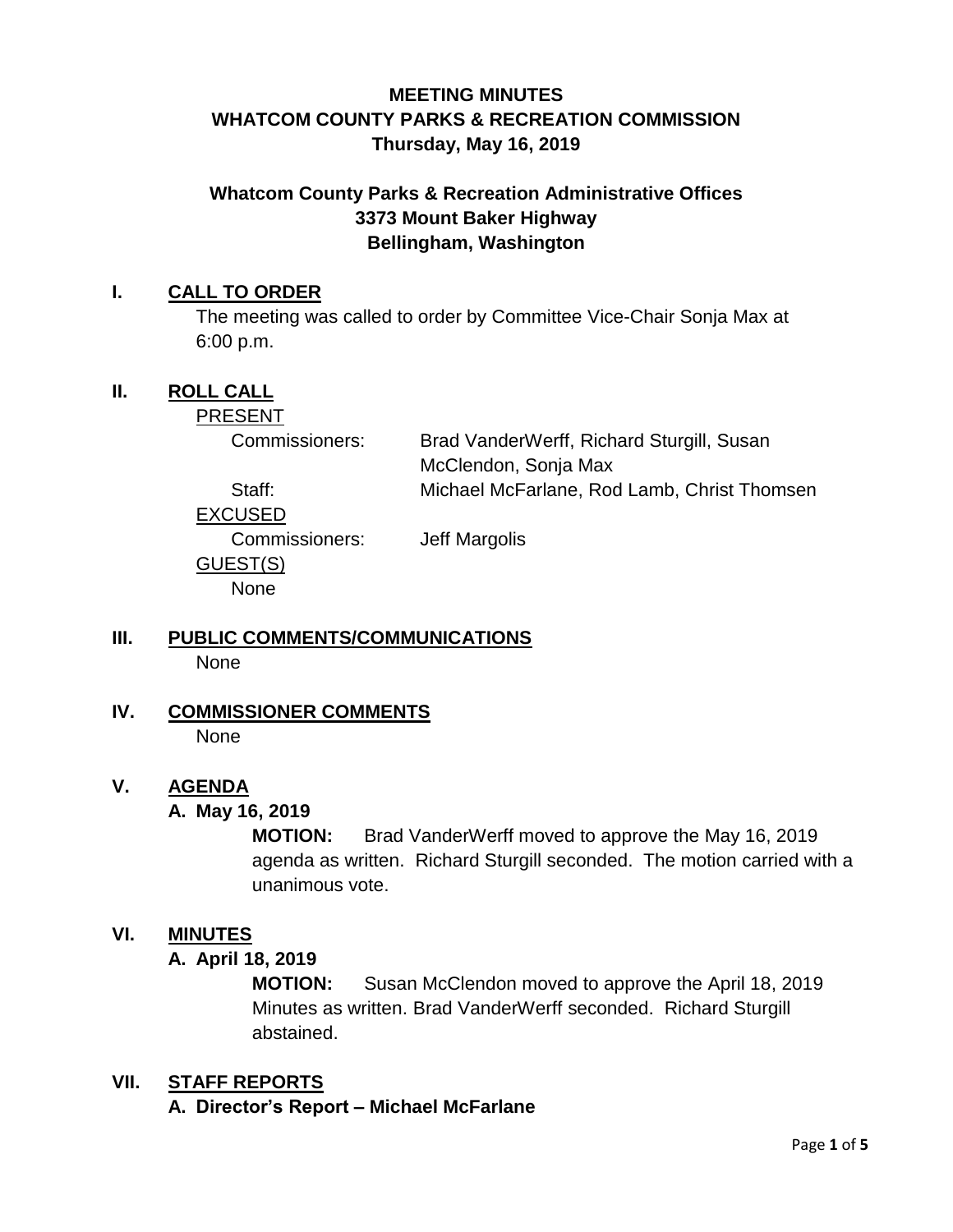# MEETING MINUTES
# WHATCOM COUNTY PARKS & RECREATION COMMISSION
# Thursday, May 16, 2019

## Whatcom County Parks & Recreation Administrative Offices
## 3373 Mount Baker Highway
## Bellingham, Washington

## I. CALL TO ORDER

The meeting was called to order by Committee Vice-Chair Sonja Max at 6:00 p.m.

## II. ROLL CALL

PRESENT

| | |
|---|---|
| Commissioners: | Brad VanderWerff, Richard Sturgill, Susan McClendon, Sonja Max |
| Staff: | Michael McFarlane, Rod Lamb, Christ Thomsen |

EXCUSED

| | |
|---|---|
| Commissioners: | Jeff Margolis |

GUEST(S)

None

## III. PUBLIC COMMENTS/COMMUNICATIONS

None

## IV. COMMISSIONER COMMENTS

None

## V. AGENDA

### A. May 16, 2019

**MOTION:** Brad VanderWerff moved to approve the May 16, 2019 agenda as written. Richard Sturgill seconded. The motion carried with a unanimous vote.

## VI. MINUTES

### A. April 18, 2019

**MOTION:** Susan McClendon moved to approve the April 18, 2019 Minutes as written. Brad VanderWerff seconded. Richard Sturgill abstained.

## VII. STAFF REPORTS

### A. Director's Report – Michael McFarlane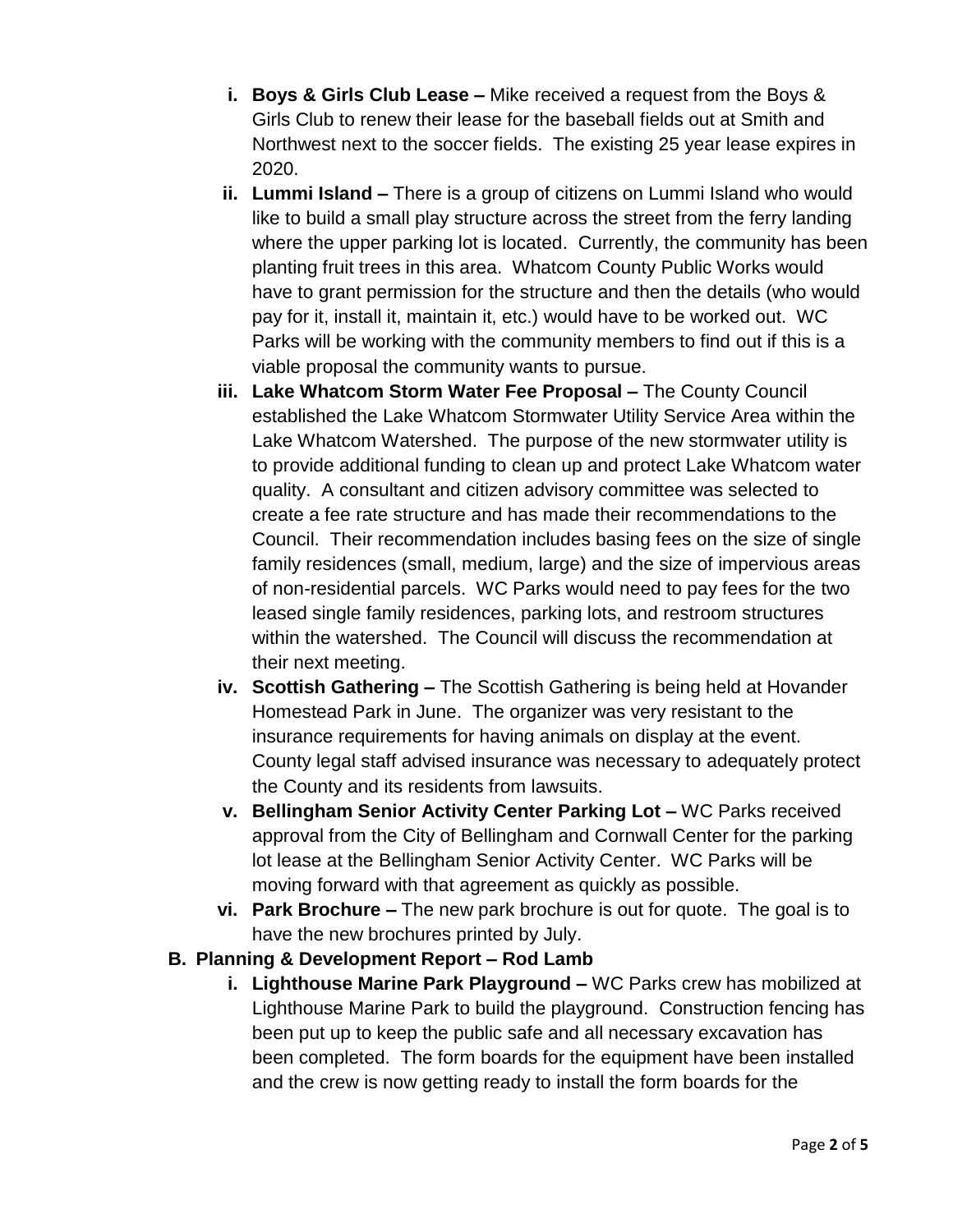i. **Boys & Girls Club Lease –** Mike received a request from the Boys & Girls Club to renew their lease for the baseball fields out at Smith and Northwest next to the soccer fields. The existing 25 year lease expires in 2020.

ii. **Lummi Island –** There is a group of citizens on Lummi Island who would like to build a small play structure across the street from the ferry landing where the upper parking lot is located. Currently, the community has been planting fruit trees in this area. Whatcom County Public Works would have to grant permission for the structure and then the details (who would pay for it, install it, maintain it, etc.) would have to be worked out. WC Parks will be working with the community members to find out if this is a viable proposal the community wants to pursue.

iii. **Lake Whatcom Storm Water Fee Proposal –** The County Council established the Lake Whatcom Stormwater Utility Service Area within the Lake Whatcom Watershed. The purpose of the new stormwater utility is to provide additional funding to clean up and protect Lake Whatcom water quality. A consultant and citizen advisory committee was selected to create a fee rate structure and has made their recommendations to the Council. Their recommendation includes basing fees on the size of single family residences (small, medium, large) and the size of impervious areas of non-residential parcels. WC Parks would need to pay fees for the two leased single family residences, parking lots, and restroom structures within the watershed. The Council will discuss the recommendation at their next meeting.

iv. **Scottish Gathering –** The Scottish Gathering is being held at Hovander Homestead Park in June. The organizer was very resistant to the insurance requirements for having animals on display at the event. County legal staff advised insurance was necessary to adequately protect the County and its residents from lawsuits.

v. **Bellingham Senior Activity Center Parking Lot –** WC Parks received approval from the City of Bellingham and Cornwall Center for the parking lot lease at the Bellingham Senior Activity Center. WC Parks will be moving forward with that agreement as quickly as possible.

vi. **Park Brochure –** The new park brochure is out for quote. The goal is to have the new brochures printed by July.

**B. Planning & Development Report – Rod Lamb**

i. **Lighthouse Marine Park Playground –** WC Parks crew has mobilized at Lighthouse Marine Park to build the playground. Construction fencing has been put up to keep the public safe and all necessary excavation has been completed. The form boards for the equipment have been installed and the crew is now getting ready to install the form boards for the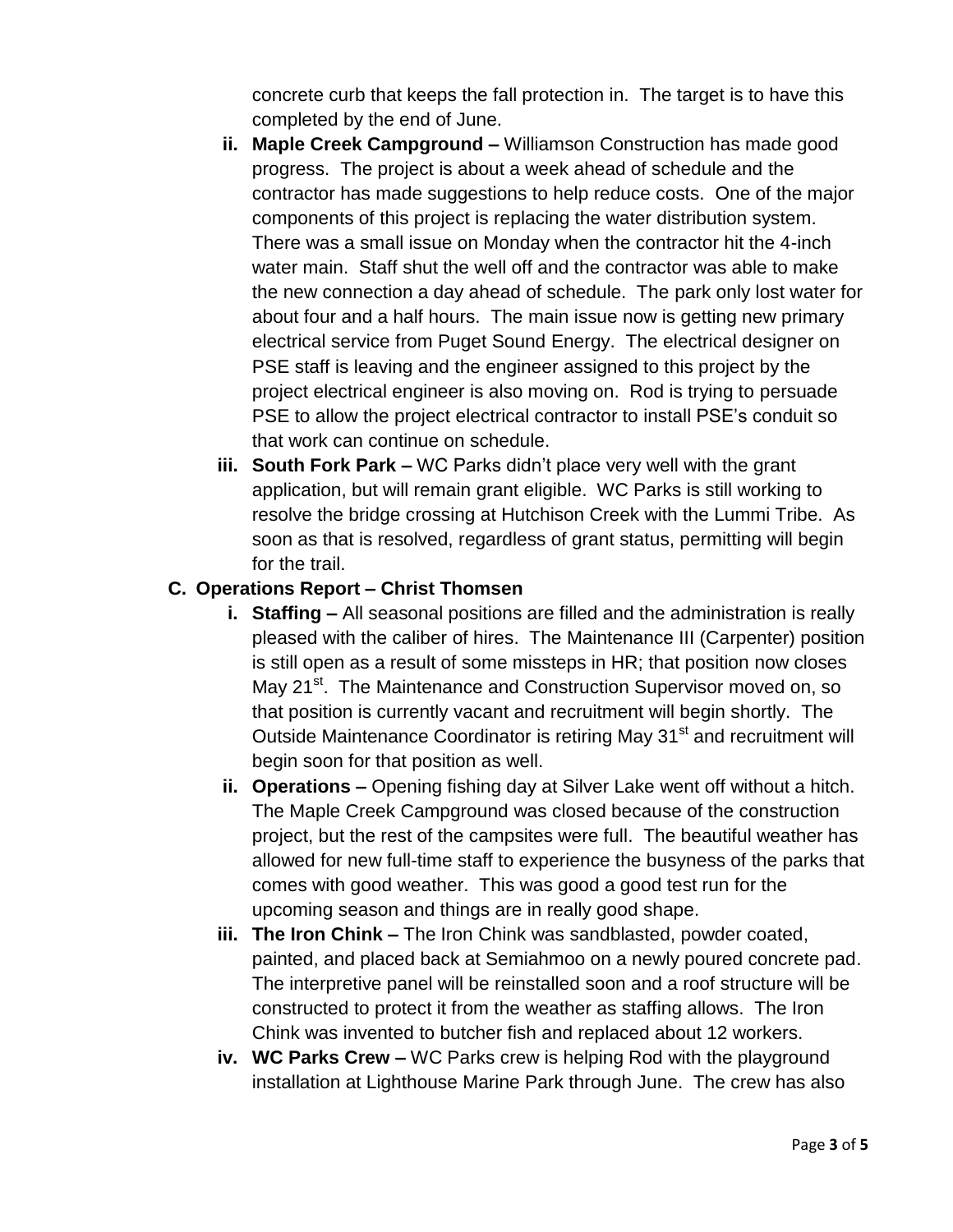concrete curb that keeps the fall protection in. The target is to have this completed by the end of June.

ii. **Maple Creek Campground –** Williamson Construction has made good progress. The project is about a week ahead of schedule and the contractor has made suggestions to help reduce costs. One of the major components of this project is replacing the water distribution system. There was a small issue on Monday when the contractor hit the 4-inch water main. Staff shut the well off and the contractor was able to make the new connection a day ahead of schedule. The park only lost water for about four and a half hours. The main issue now is getting new primary electrical service from Puget Sound Energy. The electrical designer on PSE staff is leaving and the engineer assigned to this project by the project electrical engineer is also moving on. Rod is trying to persuade PSE to allow the project electrical contractor to install PSE's conduit so that work can continue on schedule.

iii. **South Fork Park –** WC Parks didn't place very well with the grant application, but will remain grant eligible. WC Parks is still working to resolve the bridge crossing at Hutchison Creek with the Lummi Tribe. As soon as that is resolved, regardless of grant status, permitting will begin for the trail.

**C. Operations Report – Christ Thomsen**

i. **Staffing –** All seasonal positions are filled and the administration is really pleased with the caliber of hires. The Maintenance III (Carpenter) position is still open as a result of some missteps in HR; that position now closes May 21st. The Maintenance and Construction Supervisor moved on, so that position is currently vacant and recruitment will begin shortly. The Outside Maintenance Coordinator is retiring May 31st and recruitment will begin soon for that position as well.

ii. **Operations –** Opening fishing day at Silver Lake went off without a hitch. The Maple Creek Campground was closed because of the construction project, but the rest of the campsites were full. The beautiful weather has allowed for new full-time staff to experience the busyness of the parks that comes with good weather. This was good a good test run for the upcoming season and things are in really good shape.

iii. **The Iron Chink –** The Iron Chink was sandblasted, powder coated, painted, and placed back at Semiahmoo on a newly poured concrete pad. The interpretive panel will be reinstalled soon and a roof structure will be constructed to protect it from the weather as staffing allows. The Iron Chink was invented to butcher fish and replaced about 12 workers.

iv. **WC Parks Crew –** WC Parks crew is helping Rod with the playground installation at Lighthouse Marine Park through June. The crew has also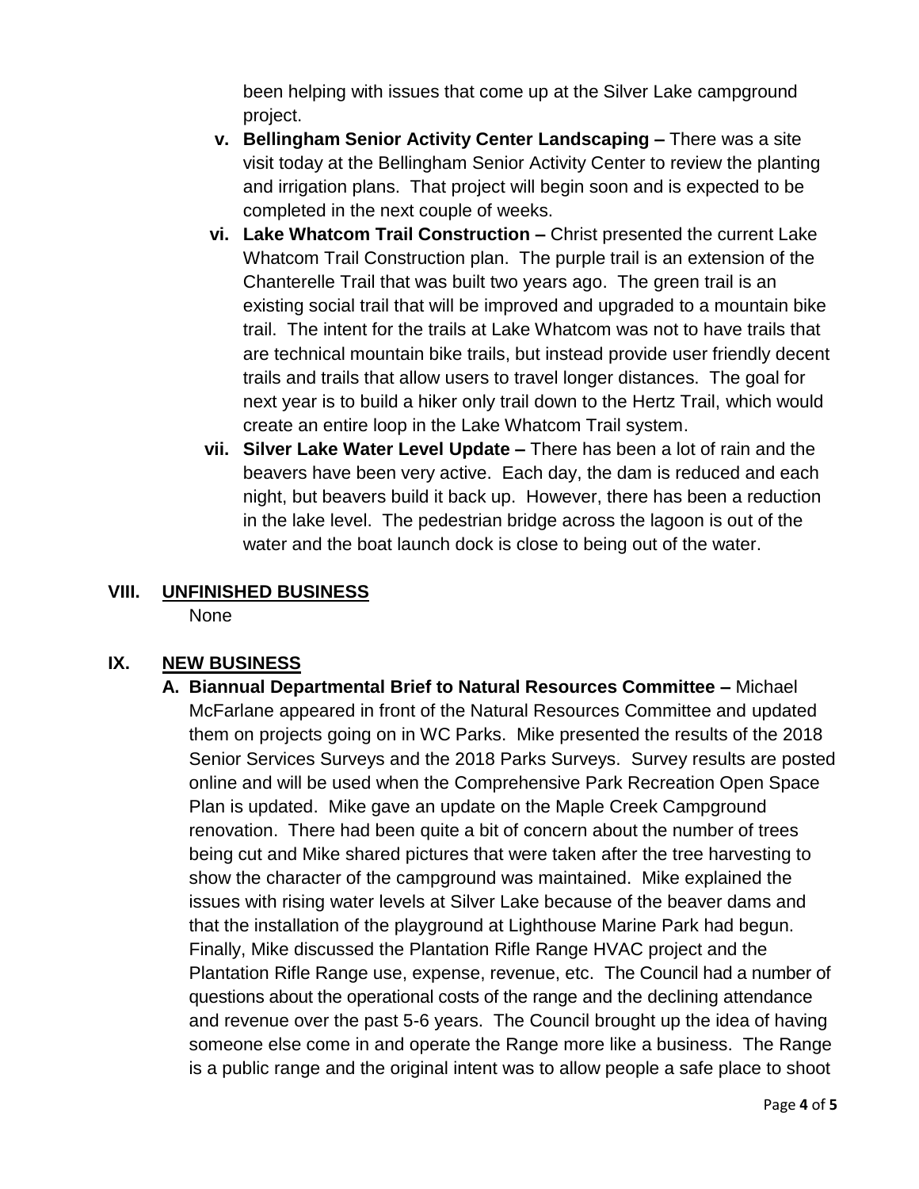been helping with issues that come up at the Silver Lake campground project.

v. **Bellingham Senior Activity Center Landscaping –** There was a site visit today at the Bellingham Senior Activity Center to review the planting and irrigation plans. That project will begin soon and is expected to be completed in the next couple of weeks.

vi. **Lake Whatcom Trail Construction –** Christ presented the current Lake Whatcom Trail Construction plan. The purple trail is an extension of the Chanterelle Trail that was built two years ago. The green trail is an existing social trail that will be improved and upgraded to a mountain bike trail. The intent for the trails at Lake Whatcom was not to have trails that are technical mountain bike trails, but instead provide user friendly decent trails and trails that allow users to travel longer distances. The goal for next year is to build a hiker only trail down to the Hertz Trail, which would create an entire loop in the Lake Whatcom Trail system.

vii. **Silver Lake Water Level Update –** There has been a lot of rain and the beavers have been very active. Each day, the dam is reduced and each night, but beavers build it back up. However, there has been a reduction in the lake level. The pedestrian bridge across the lagoon is out of the water and the boat launch dock is close to being out of the water.

## VIII. UNFINISHED BUSINESS

None

## IX. NEW BUSINESS

**A. Biannual Departmental Brief to Natural Resources Committee –** Michael McFarlane appeared in front of the Natural Resources Committee and updated them on projects going on in WC Parks. Mike presented the results of the 2018 Senior Services Surveys and the 2018 Parks Surveys. Survey results are posted online and will be used when the Comprehensive Park Recreation Open Space Plan is updated. Mike gave an update on the Maple Creek Campground renovation. There had been quite a bit of concern about the number of trees being cut and Mike shared pictures that were taken after the tree harvesting to show the character of the campground was maintained. Mike explained the issues with rising water levels at Silver Lake because of the beaver dams and that the installation of the playground at Lighthouse Marine Park had begun. Finally, Mike discussed the Plantation Rifle Range HVAC project and the Plantation Rifle Range use, expense, revenue, etc. The Council had a number of questions about the operational costs of the range and the declining attendance and revenue over the past 5-6 years. The Council brought up the idea of having someone else come in and operate the Range more like a business. The Range is a public range and the original intent was to allow people a safe place to shoot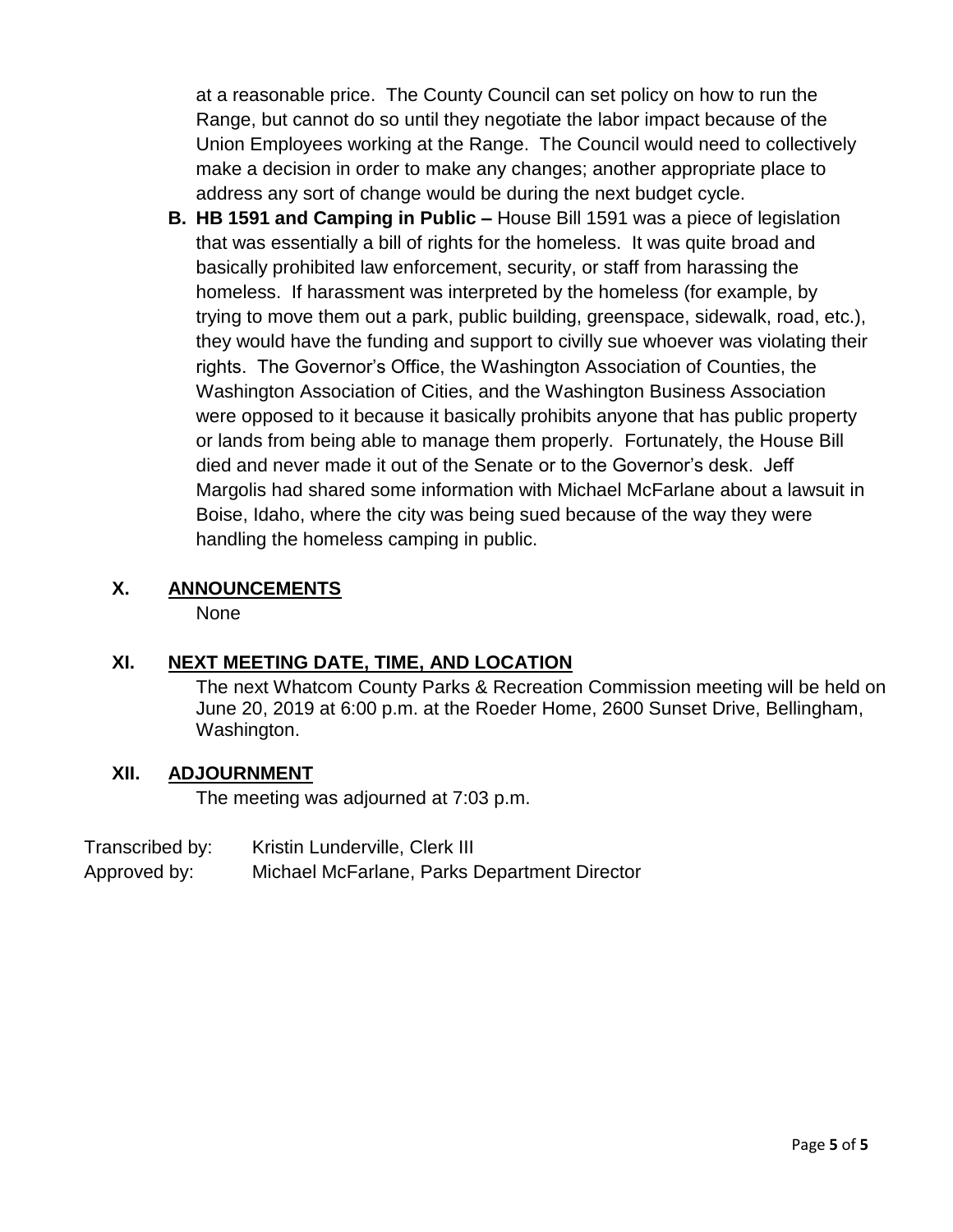at a reasonable price. The County Council can set policy on how to run the Range, but cannot do so until they negotiate the labor impact because of the Union Employees working at the Range. The Council would need to collectively make a decision in order to make any changes; another appropriate place to address any sort of change would be during the next budget cycle.

**B. HB 1591 and Camping in Public –** House Bill 1591 was a piece of legislation that was essentially a bill of rights for the homeless. It was quite broad and basically prohibited law enforcement, security, or staff from harassing the homeless. If harassment was interpreted by the homeless (for example, by trying to move them out a park, public building, greenspace, sidewalk, road, etc.), they would have the funding and support to civilly sue whoever was violating their rights. The Governor's Office, the Washington Association of Counties, the Washington Association of Cities, and the Washington Business Association were opposed to it because it basically prohibits anyone that has public property or lands from being able to manage them properly. Fortunately, the House Bill died and never made it out of the Senate or to the Governor's desk. Jeff Margolis had shared some information with Michael McFarlane about a lawsuit in Boise, Idaho, where the city was being sued because of the way they were handling the homeless camping in public.

## X. ANNOUNCEMENTS

None

## XI. NEXT MEETING DATE, TIME, AND LOCATION

The next Whatcom County Parks & Recreation Commission meeting will be held on June 20, 2019 at 6:00 p.m. at the Roeder Home, 2600 Sunset Drive, Bellingham, Washington.

## XII. ADJOURNMENT

The meeting was adjourned at 7:03 p.m.

Transcribed by: Kristin Lunderville, Clerk III
Approved by: Michael McFarlane, Parks Department Director